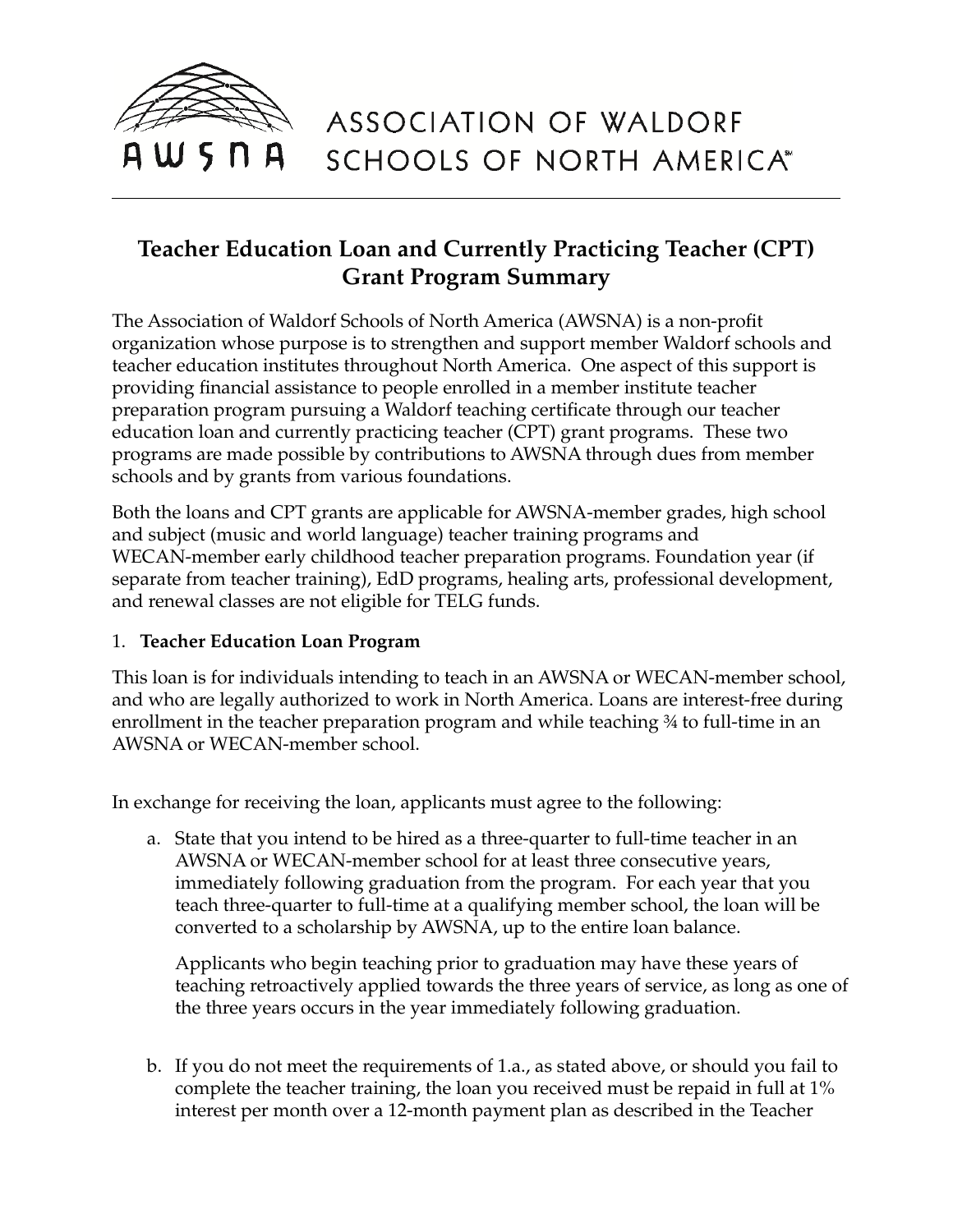ASSOCIATION OF WALDORF SCHOOLS OF NORTH AMERICA℠

# Teacher Education Loan and Currently Practicing Teacher (CPT) Grant Program Summary

The Association of Waldorf Schools of North America (AWSNA) is a non-profit organization whose purpose is to strengthen and support member Waldorf schools and teacher education institutes throughout North America. One aspect of this support is providing financial assistance to people enrolled in a member institute teacher preparation program pursuing a Waldorf teaching certificate through our teacher education loan and currently practicing teacher (CPT) grant programs. These two programs are made possible by contributions to AWSNA through dues from member schools and by grants from various foundations.

Both the loans and CPT grants are applicable for AWSNA-member grades, high school and subject (music and world language) teacher training programs and WECAN-member early childhood teacher preparation programs. Foundation year (if separate from teacher training), EdD programs, healing arts, professional development, and renewal classes are not eligible for TELG funds.

1. **Teacher Education Loan Program**

This loan is for individuals intending to teach in an AWSNA or WECAN-member school, and who are legally authorized to work in North America. Loans are interest-free during enrollment in the teacher preparation program and while teaching ¾ to full-time in an AWSNA or WECAN-member school.

In exchange for receiving the loan, applicants must agree to the following:

a. State that you intend to be hired as a three-quarter to full-time teacher in an AWSNA or WECAN-member school for at least three consecutive years, immediately following graduation from the program. For each year that you teach three-quarter to full-time at a qualifying member school, the loan will be converted to a scholarship by AWSNA, up to the entire loan balance.

   Applicants who begin teaching prior to graduation may have these years of teaching retroactively applied towards the three years of service, as long as one of the three years occurs in the year immediately following graduation.

b. If you do not meet the requirements of 1.a., as stated above, or should you fail to complete the teacher training, the loan you received must be repaid in full at 1% interest per month over a 12-month payment plan as described in the Teacher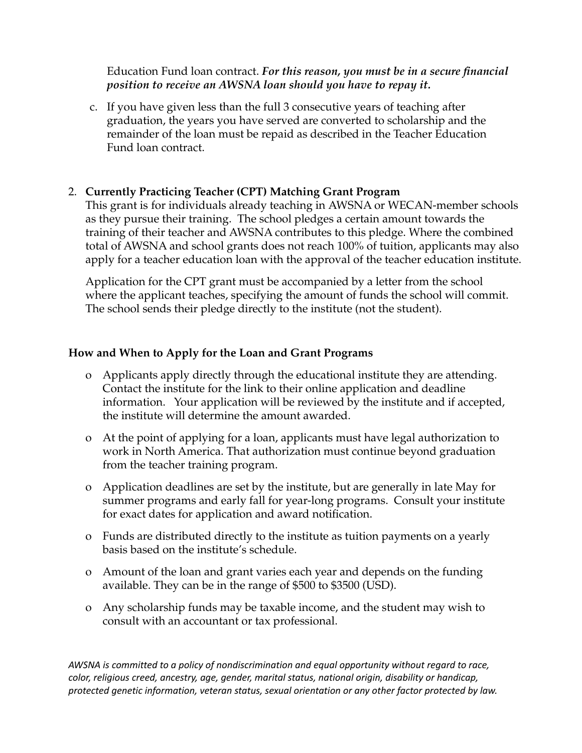Education Fund loan contract. ***For this reason, you must be in a secure financial position to receive an AWSNA loan should you have to repay it.***

c. If you have given less than the full 3 consecutive years of teaching after graduation, the years you have served are converted to scholarship and the remainder of the loan must be repaid as described in the Teacher Education Fund loan contract.

2. **Currently Practicing Teacher (CPT) Matching Grant Program**

   This grant is for individuals already teaching in AWSNA or WECAN-member schools as they pursue their training. The school pledges a certain amount towards the training of their teacher and AWSNA contributes to this pledge. Where the combined total of AWSNA and school grants does not reach 100% of tuition, applicants may also apply for a teacher education loan with the approval of the teacher education institute.

   Application for the CPT grant must be accompanied by a letter from the school where the applicant teaches, specifying the amount of funds the school will commit. The school sends their pledge directly to the institute (not the student).

**How and When to Apply for the Loan and Grant Programs**

- Applicants apply directly through the educational institute they are attending. Contact the institute for the link to their online application and deadline information. Your application will be reviewed by the institute and if accepted, the institute will determine the amount awarded.
- At the point of applying for a loan, applicants must have legal authorization to work in North America. That authorization must continue beyond graduation from the teacher training program.
- Application deadlines are set by the institute, but are generally in late May for summer programs and early fall for year-long programs. Consult your institute for exact dates for application and award notification.
- Funds are distributed directly to the institute as tuition payments on a yearly basis based on the institute's schedule.
- Amount of the loan and grant varies each year and depends on the funding available. They can be in the range of $500 to $3500 (USD).
- Any scholarship funds may be taxable income, and the student may wish to consult with an accountant or tax professional.

*AWSNA is committed to a policy of nondiscrimination and equal opportunity without regard to race, color, religious creed, ancestry, age, gender, marital status, national origin, disability or handicap, protected genetic information, veteran status, sexual orientation or any other factor protected by law.*